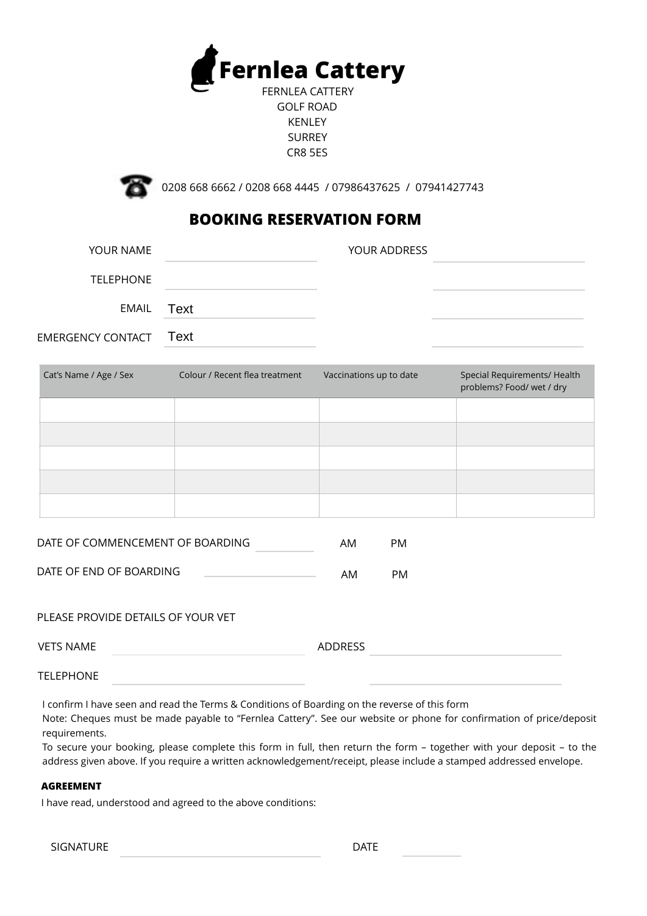# Fernlea Cattery

FERNLEA CATTERY
GOLF ROAD
KENLEY
SURREY
CR8 5ES

0208 668 6662 / 0208 668 4445 / 07986437625 / 07941427743

## BOOKING RESERVATION FORM

YOUR NAME ______________________ YOUR ADDRESS ______________________

TELEPHONE ______________________ ______________________

EMAIL Text ______________________

EMERGENCY CONTACT Text ______________________

| Cat's Name / Age / Sex | Colour / Recent flea treatment | Vaccinations up to date | Special Requirements/ Health problems? Food/ wet / dry |
|---|---|---|---|
| | | | |
| | | | |
| | | | |
| | | | |
| | | | |

DATE OF COMMENCEMENT OF BOARDING __________ AM PM

DATE OF END OF BOARDING __________ AM PM

PLEASE PROVIDE DETAILS OF YOUR VET

VETS NAME ______________________ ADDRESS ______________________

TELEPHONE ______________________ ______________________

I confirm I have seen and read the Terms & Conditions of Boarding on the reverse of this form
Note: Cheques must be made payable to "Fernlea Cattery". See our website or phone for confirmation of price/deposit requirements.
To secure your booking, please complete this form in full, then return the form – together with your deposit – to the address given above. If you require a written acknowledgement/receipt, please include a stamped addressed envelope.

**AGREEMENT**

I have read, understood and agreed to the above conditions:

SIGNATURE ______________________ DATE __________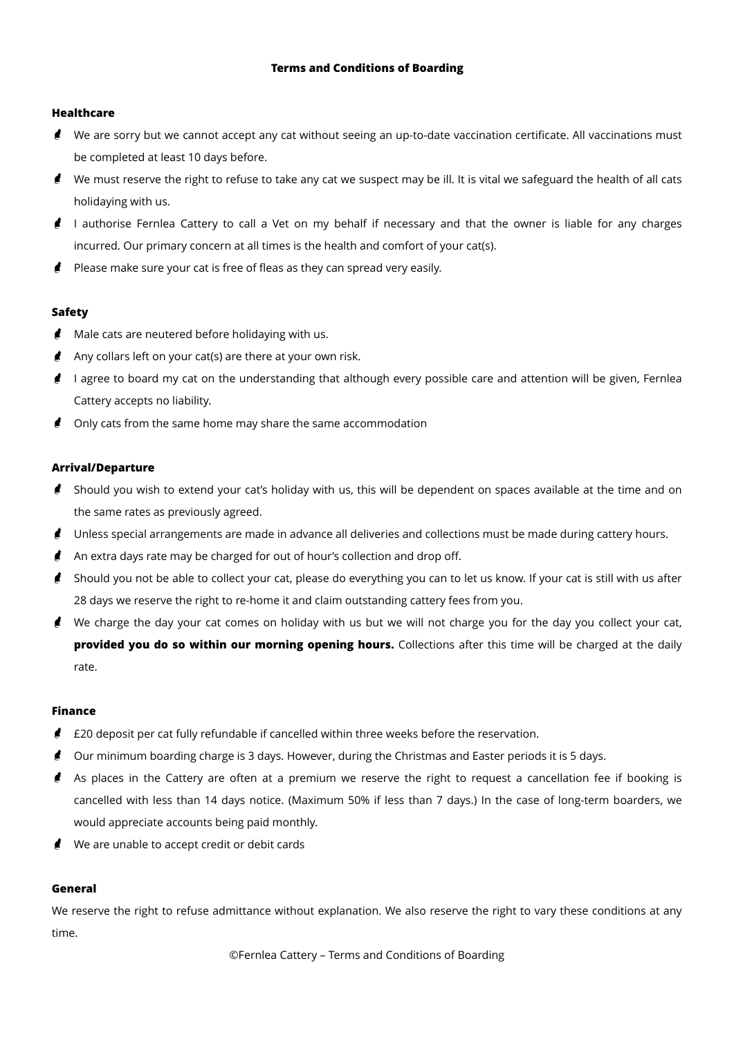# Terms and Conditions of Boarding

## Healthcare

- We are sorry but we cannot accept any cat without seeing an up-to-date vaccination certificate. All vaccinations must be completed at least 10 days before.
- We must reserve the right to refuse to take any cat we suspect may be ill. It is vital we safeguard the health of all cats holidaying with us.
- I authorise Fernlea Cattery to call a Vet on my behalf if necessary and that the owner is liable for any charges incurred. Our primary concern at all times is the health and comfort of your cat(s).
- Please make sure your cat is free of fleas as they can spread very easily.

## Safety

- Male cats are neutered before holidaying with us.
- Any collars left on your cat(s) are there at your own risk.
- I agree to board my cat on the understanding that although every possible care and attention will be given, Fernlea Cattery accepts no liability.
- Only cats from the same home may share the same accommodation

## Arrival/Departure

- Should you wish to extend your cat's holiday with us, this will be dependent on spaces available at the time and on the same rates as previously agreed.
- Unless special arrangements are made in advance all deliveries and collections must be made during cattery hours.
- An extra days rate may be charged for out of hour's collection and drop off.
- Should you not be able to collect your cat, please do everything you can to let us know. If your cat is still with us after 28 days we reserve the right to re-home it and claim outstanding cattery fees from you.
- We charge the day your cat comes on holiday with us but we will not charge you for the day you collect your cat, **provided you do so within our morning opening hours.** Collections after this time will be charged at the daily rate.

## Finance

- £20 deposit per cat fully refundable if cancelled within three weeks before the reservation.
- Our minimum boarding charge is 3 days. However, during the Christmas and Easter periods it is 5 days.
- As places in the Cattery are often at a premium we reserve the right to request a cancellation fee if booking is cancelled with less than 14 days notice. (Maximum 50% if less than 7 days.) In the case of long-term boarders, we would appreciate accounts being paid monthly.
- We are unable to accept credit or debit cards

## General

We reserve the right to refuse admittance without explanation. We also reserve the right to vary these conditions at any time.